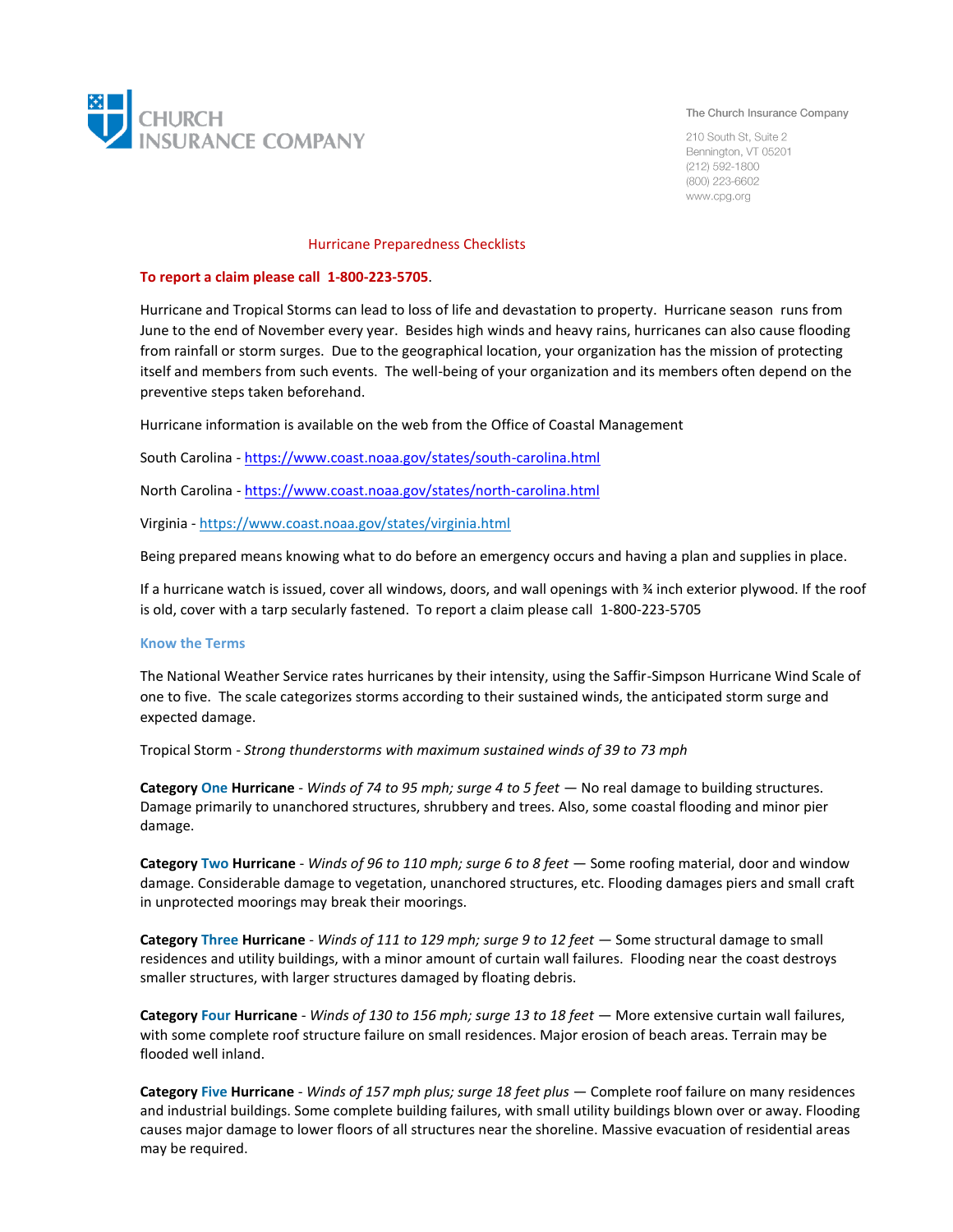CHURCH INSURANCE COMPANY

The Church Insurance Company

210 South St, Suite 2
Bennington, VT 05201
(212) 592-1800
(800) 223-6602
www.cpg.org

# Hurricane Preparedness Checklists

**To report a claim please call 1-800-223-5705**.

Hurricane and Tropical Storms can lead to loss of life and devastation to property. Hurricane season runs from June to the end of November every year. Besides high winds and heavy rains, hurricanes can also cause flooding from rainfall or storm surges. Due to the geographical location, your organization has the mission of protecting itself and members from such events. The well-being of your organization and its members often depend on the preventive steps taken beforehand.

Hurricane information is available on the web from the Office of Coastal Management

South Carolina - https://www.coast.noaa.gov/states/south-carolina.html

North Carolina - https://www.coast.noaa.gov/states/north-carolina.html

Virginia - https://www.coast.noaa.gov/states/virginia.html

Being prepared means knowing what to do before an emergency occurs and having a plan and supplies in place.

If a hurricane watch is issued, cover all windows, doors, and wall openings with ¾ inch exterior plywood. If the roof is old, cover with a tarp secularly fastened. To report a claim please call 1-800-223-5705

## Know the Terms

The National Weather Service rates hurricanes by their intensity, using the Saffir-Simpson Hurricane Wind Scale of one to five. The scale categorizes storms according to their sustained winds, the anticipated storm surge and expected damage.

Tropical Storm - *Strong thunderstorms with maximum sustained winds of 39 to 73 mph*

**Category One Hurricane** - *Winds of 74 to 95 mph; surge 4 to 5 feet* — No real damage to building structures. Damage primarily to unanchored structures, shrubbery and trees. Also, some coastal flooding and minor pier damage.

**Category Two Hurricane** - *Winds of 96 to 110 mph; surge 6 to 8 feet* — Some roofing material, door and window damage. Considerable damage to vegetation, unanchored structures, etc. Flooding damages piers and small craft in unprotected moorings may break their moorings.

**Category Three Hurricane** - *Winds of 111 to 129 mph; surge 9 to 12 feet* — Some structural damage to small residences and utility buildings, with a minor amount of curtain wall failures. Flooding near the coast destroys smaller structures, with larger structures damaged by floating debris.

**Category Four Hurricane** - *Winds of 130 to 156 mph; surge 13 to 18 feet* — More extensive curtain wall failures, with some complete roof structure failure on small residences. Major erosion of beach areas. Terrain may be flooded well inland.

**Category Five Hurricane** - *Winds of 157 mph plus; surge 18 feet plus* — Complete roof failure on many residences and industrial buildings. Some complete building failures, with small utility buildings blown over or away. Flooding causes major damage to lower floors of all structures near the shoreline. Massive evacuation of residential areas may be required.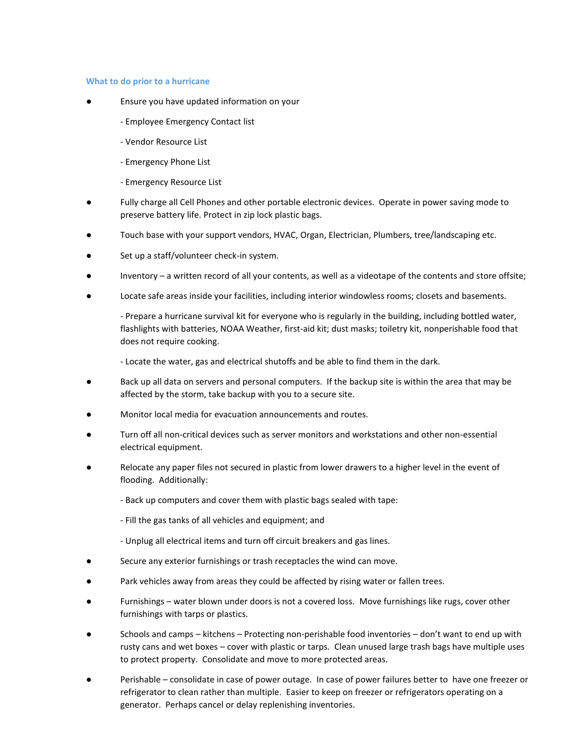### What to do prior to a hurricane

- Ensure you have updated information on your
  - Employee Emergency Contact list
  - Vendor Resource List
  - Emergency Phone List
  - Emergency Resource List
- Fully charge all Cell Phones and other portable electronic devices. Operate in power saving mode to preserve battery life. Protect in zip lock plastic bags.
- Touch base with your support vendors, HVAC, Organ, Electrician, Plumbers, tree/landscaping etc.
- Set up a staff/volunteer check-in system.
- Inventory – a written record of all your contents, as well as a videotape of the contents and store offsite;
- Locate safe areas inside your facilities, including interior windowless rooms; closets and basements.
  - Prepare a hurricane survival kit for everyone who is regularly in the building, including bottled water, flashlights with batteries, NOAA Weather, first-aid kit; dust masks; toiletry kit, nonperishable food that does not require cooking.
  - Locate the water, gas and electrical shutoffs and be able to find them in the dark.
- Back up all data on servers and personal computers. If the backup site is within the area that may be affected by the storm, take backup with you to a secure site.
- Monitor local media for evacuation announcements and routes.
- Turn off all non-critical devices such as server monitors and workstations and other non-essential electrical equipment.
- Relocate any paper files not secured in plastic from lower drawers to a higher level in the event of flooding. Additionally:
  - Back up computers and cover them with plastic bags sealed with tape:
  - Fill the gas tanks of all vehicles and equipment; and
  - Unplug all electrical items and turn off circuit breakers and gas lines.
- Secure any exterior furnishings or trash receptacles the wind can move.
- Park vehicles away from areas they could be affected by rising water or fallen trees.
- Furnishings – water blown under doors is not a covered loss. Move furnishings like rugs, cover other furnishings with tarps or plastics.
- Schools and camps – kitchens – Protecting non-perishable food inventories – don't want to end up with rusty cans and wet boxes – cover with plastic or tarps. Clean unused large trash bags have multiple uses to protect property. Consolidate and move to more protected areas.
- Perishable – consolidate in case of power outage. In case of power failures better to have one freezer or refrigerator to clean rather than multiple. Easier to keep on freezer or refrigerators operating on a generator. Perhaps cancel or delay replenishing inventories.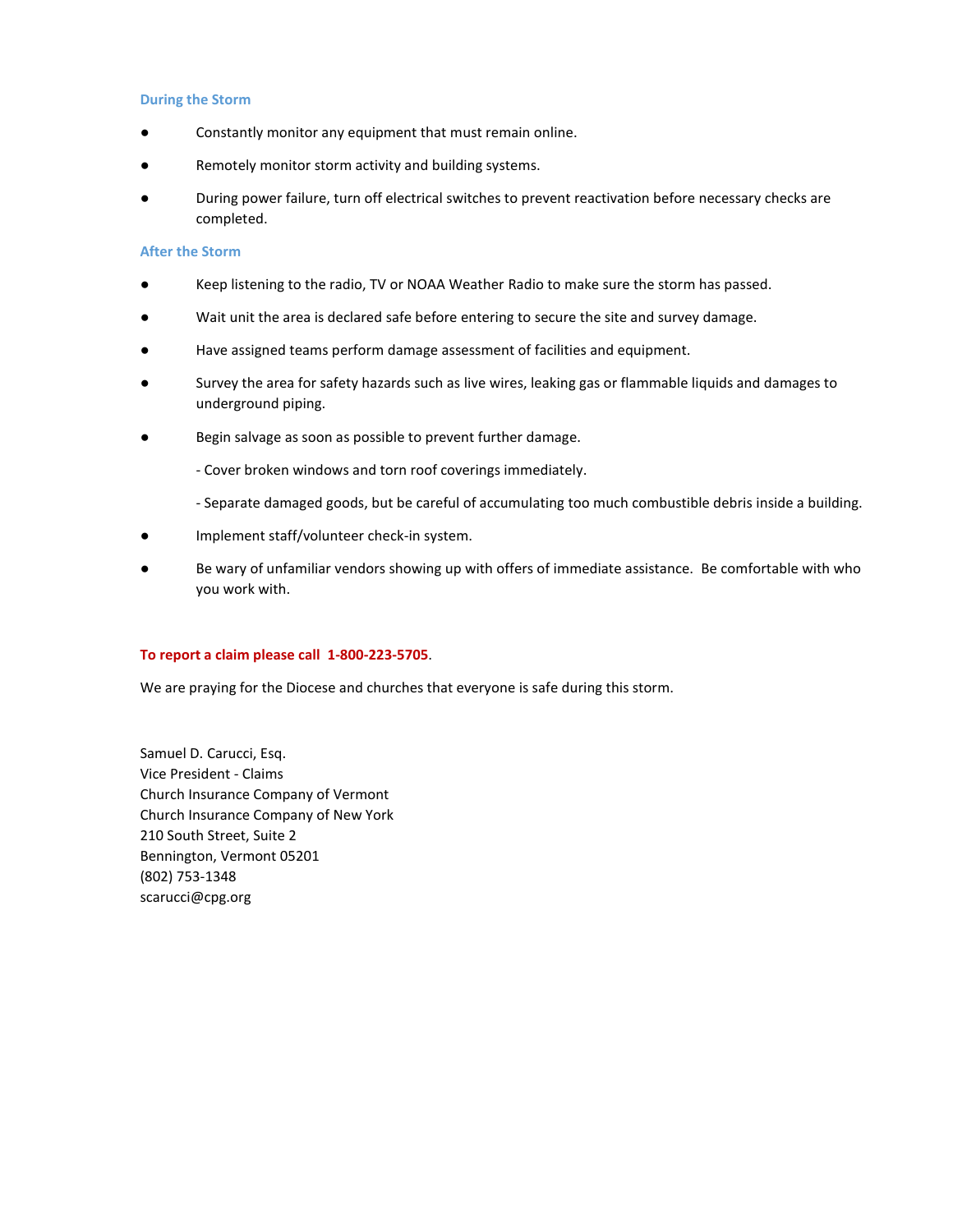### During the Storm

- Constantly monitor any equipment that must remain online.
- Remotely monitor storm activity and building systems.
- During power failure, turn off electrical switches to prevent reactivation before necessary checks are completed.

### After the Storm

- Keep listening to the radio, TV or NOAA Weather Radio to make sure the storm has passed.
- Wait unit the area is declared safe before entering to secure the site and survey damage.
- Have assigned teams perform damage assessment of facilities and equipment.
- Survey the area for safety hazards such as live wires, leaking gas or flammable liquids and damages to underground piping.
- Begin salvage as soon as possible to prevent further damage.

  - Cover broken windows and torn roof coverings immediately.

  - Separate damaged goods, but be careful of accumulating too much combustible debris inside a building.
- Implement staff/volunteer check-in system.
- Be wary of unfamiliar vendors showing up with offers of immediate assistance. Be comfortable with who you work with.

**To report a claim please call 1-800-223-5705**.

We are praying for the Diocese and churches that everyone is safe during this storm.

Samuel D. Carucci, Esq.
Vice President - Claims
Church Insurance Company of Vermont
Church Insurance Company of New York
210 South Street, Suite 2
Bennington, Vermont 05201
(802) 753-1348
scarucci@cpg.org